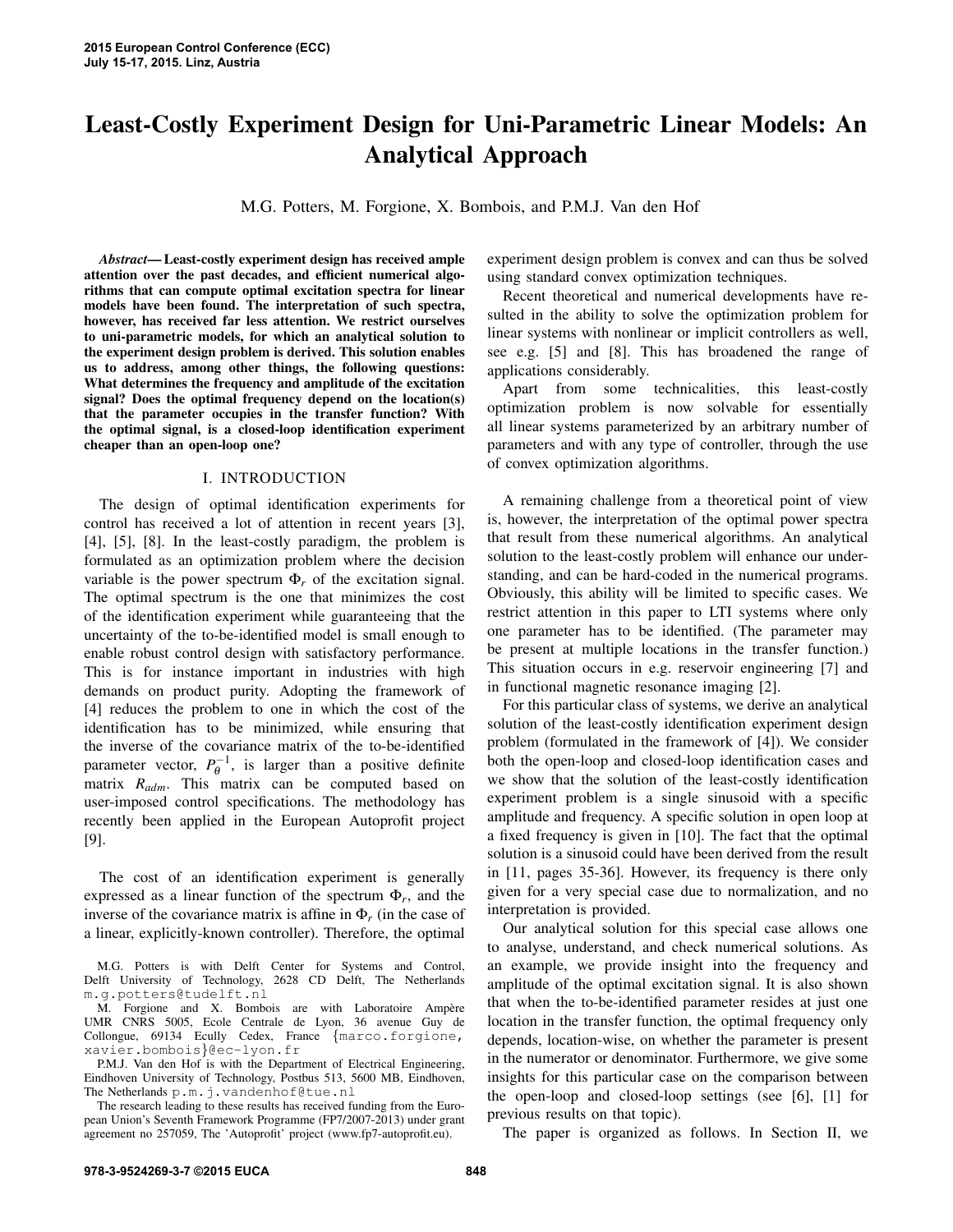# Least-Costly Experiment Design for Uni-Parametric Linear Models: An Analytical Approach

M.G. Potters, M. Forgione, X. Bombois, and P.M.J. Van den Hof

***Abstract*— Least-costly experiment design has received ample attention over the past decades, and efficient numerical algorithms that can compute optimal excitation spectra for linear models have been found. The interpretation of such spectra, however, has received far less attention. We restrict ourselves to uni-parametric models, for which an analytical solution to the experiment design problem is derived. This solution enables us to address, among other things, the following questions: What determines the frequency and amplitude of the excitation signal? Does the optimal frequency depend on the location(s) that the parameter occupies in the transfer function? With the optimal signal, is a closed-loop identification experiment cheaper than an open-loop one?**

## I. INTRODUCTION

The design of optimal identification experiments for control has received a lot of attention in recent years [3], [4], [5], [8]. In the least-costly paradigm, the problem is formulated as an optimization problem where the decision variable is the power spectrum $\Phi_r$ of the excitation signal. The optimal spectrum is the one that minimizes the cost of the identification experiment while guaranteeing that the uncertainty of the to-be-identified model is small enough to enable robust control design with satisfactory performance. This is for instance important in industries with high demands on product purity. Adopting the framework of [4] reduces the problem to one in which the cost of the identification has to be minimized, while ensuring that the inverse of the covariance matrix of the to-be-identified parameter vector, $P_\theta^{-1}$, is larger than a positive definite matrix $R_{adm}$. This matrix can be computed based on user-imposed control specifications. The methodology has recently been applied in the European Autoprofit project [9].

The cost of an identification experiment is generally expressed as a linear function of the spectrum $\Phi_r$, and the inverse of the covariance matrix is affine in $\Phi_r$ (in the case of a linear, explicitly-known controller). Therefore, the optimal experiment design problem is convex and can thus be solved using standard convex optimization techniques.

Recent theoretical and numerical developments have resulted in the ability to solve the optimization problem for linear systems with nonlinear or implicit controllers as well, see e.g. [5] and [8]. This has broadened the range of applications considerably.

Apart from some technicalities, this least-costly optimization problem is now solvable for essentially all linear systems parameterized by an arbitrary number of parameters and with any type of controller, through the use of convex optimization algorithms.

A remaining challenge from a theoretical point of view is, however, the interpretation of the optimal power spectra that result from these numerical algorithms. An analytical solution to the least-costly problem will enhance our understanding, and can be hard-coded in the numerical programs. Obviously, this ability will be limited to specific cases. We restrict attention in this paper to LTI systems where only one parameter has to be identified. (The parameter may be present at multiple locations in the transfer function.) This situation occurs in e.g. reservoir engineering [7] and in functional magnetic resonance imaging [2].

For this particular class of systems, we derive an analytical solution of the least-costly identification experiment design problem (formulated in the framework of [4]). We consider both the open-loop and closed-loop identification cases and we show that the solution of the least-costly identification experiment problem is a single sinusoid with a specific amplitude and frequency. A specific solution in open loop at a fixed frequency is given in [10]. The fact that the optimal solution is a sinusoid could have been derived from the result in [11, pages 35-36]. However, its frequency is there only given for a very special case due to normalization, and no interpretation is provided.

Our analytical solution for this special case allows one to analyse, understand, and check numerical solutions. As an example, we provide insight into the frequency and amplitude of the optimal excitation signal. It is also shown that when the to-be-identified parameter resides at just one location in the transfer function, the optimal frequency only depends, location-wise, on whether the parameter is present in the numerator or denominator. Furthermore, we give some insights for this particular case on the comparison between the open-loop and closed-loop settings (see [6], [1] for previous results on that topic).

The paper is organized as follows. In Section II, we

M.G. Potters is with Delft Center for Systems and Control, Delft University of Technology, 2628 CD Delft, The Netherlands m.g.potters@tudelft.nl

M. Forgione and X. Bombois are with Laboratoire Ampère UMR CNRS 5005, Ecole Centrale de Lyon, 36 avenue Guy de Collongue, 69134 Ecully Cedex, France {marco.forgione, xavier.bombois}@ec-lyon.fr

P.M.J. Van den Hof is with the Department of Electrical Engineering, Eindhoven University of Technology, Postbus 513, 5600 MB, Eindhoven, The Netherlands p.m.j.vandenhof@tue.nl

The research leading to these results has received funding from the European Union's Seventh Framework Programme (FP7/2007-2013) under grant agreement no 257059, The 'Autoprofit' project (www.fp7-autoprofit.eu).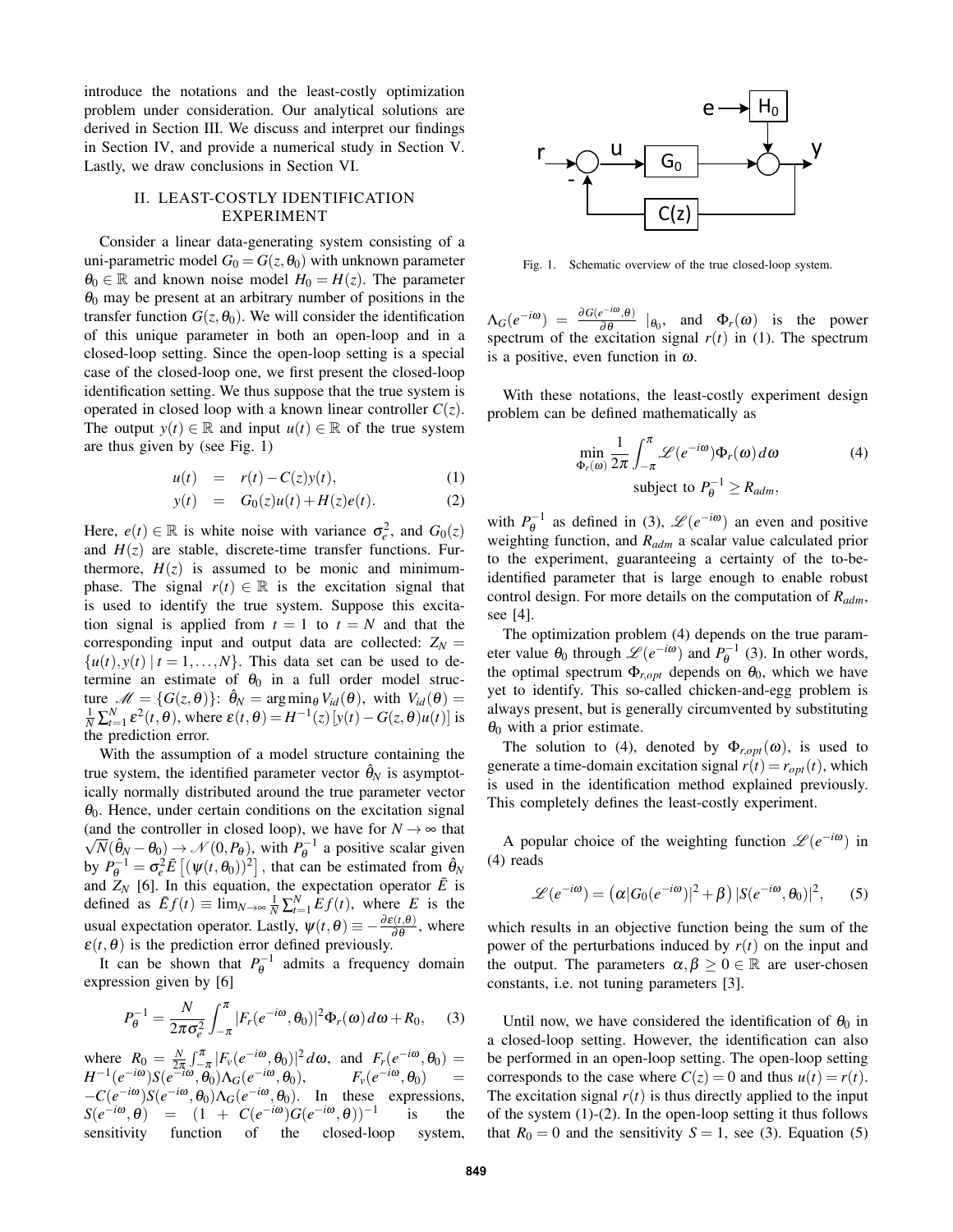introduce the notations and the least-costly optimization problem under consideration. Our analytical solutions are derived in Section III. We discuss and interpret our findings in Section IV, and provide a numerical study in Section V. Lastly, we draw conclusions in Section VI.

## II. LEAST-COSTLY IDENTIFICATION EXPERIMENT

Consider a linear data-generating system consisting of a uni-parametric model $G_0 = G(z,\theta_0)$ with unknown parameter $\theta_0 \in \mathbb{R}$ and known noise model $H_0 = H(z)$. The parameter $\theta_0$ may be present at an arbitrary number of positions in the transfer function $G(z,\theta_0)$. We will consider the identification of this unique parameter in both an open-loop and in a closed-loop setting. Since the open-loop setting is a special case of the closed-loop one, we first present the closed-loop identification setting. We thus suppose that the true system is operated in closed loop with a known linear controller $C(z)$. The output $y(t) \in \mathbb{R}$ and input $u(t) \in \mathbb{R}$ of the true system are thus given by (see Fig. 1)

$$u(t) = r(t) - C(z)y(t), \tag{1}$$

$$y(t) = G_0(z)u(t) + H(z)e(t). \tag{2}$$

Here, $e(t) \in \mathbb{R}$ is white noise with variance $\sigma_e^2$, and $G_0(z)$ and $H(z)$ are stable, discrete-time transfer functions. Furthermore, $H(z)$ is assumed to be monic and minimum-phase. The signal $r(t) \in \mathbb{R}$ is the excitation signal that is used to identify the true system. Suppose this excitation signal is applied from $t = 1$ to $t = N$ and that the corresponding input and output data are collected: $Z_N = \{u(t), y(t) \mid t = 1, \ldots, N\}$. This data set can be used to determine an estimate of $\theta_0$ in a full order model structure $\mathscr{M} = \{G(z,\theta)\}$: $\hat{\theta}_N = \arg\min_\theta V_{id}(\theta)$, with $V_{id}(\theta) = \frac{1}{N}\sum_{t=1}^{N} \varepsilon^2(t,\theta)$, where $\varepsilon(t,\theta) = H^{-1}(z)\left[y(t) - G(z,\theta)u(t)\right]$ is the prediction error.

With the assumption of a model structure containing the true system, the identified parameter vector $\hat{\theta}_N$ is asymptotically normally distributed around the true parameter vector $\theta_0$. Hence, under certain conditions on the excitation signal (and the controller in closed loop), we have for $N \to \infty$ that $\sqrt{N}(\hat{\theta}_N - \theta_0) \to \mathscr{N}(0, P_\theta)$, with $P_\theta^{-1}$ a positive scalar given by $P_\theta^{-1} = \sigma_e^2 \bar{E}\left[(\psi(t,\theta_0))^2\right]$, that can be estimated from $\hat{\theta}_N$ and $Z_N$ [6]. In this equation, the expectation operator $\bar{E}$ is defined as $\bar{E}f(t) \equiv \lim_{N\to\infty} \frac{1}{N}\sum_{t=1}^{N} Ef(t)$, where $E$ is the usual expectation operator. Lastly, $\psi(t,\theta) \equiv -\frac{\partial \varepsilon(t,\theta)}{\partial \theta}$, where $\varepsilon(t,\theta)$ is the prediction error defined previously.

It can be shown that $P_\theta^{-1}$ admits a frequency domain expression given by [6]

$$P_\theta^{-1} = \frac{N}{2\pi\sigma_e^2}\int_{-\pi}^{\pi} |F_r(e^{-i\omega},\theta_0)|^2 \Phi_r(\omega)\, d\omega + R_0, \tag{3}$$

where $R_0 = \frac{N}{2\pi}\int_{-\pi}^{\pi} |F_v(e^{-i\omega},\theta_0)|^2\, d\omega$, and $F_r(e^{-i\omega},\theta_0) = H^{-1}(e^{-i\omega})S(e^{-i\omega},\theta_0)\Lambda_G(e^{-i\omega},\theta_0)$, $F_v(e^{-i\omega},\theta_0) = -C(e^{-i\omega})S(e^{-i\omega},\theta_0)\Lambda_G(e^{-i\omega},\theta_0)$. In these expressions, $S(e^{-i\omega},\theta) = (1 + C(e^{-i\omega})G(e^{-i\omega},\theta))^{-1}$ is the sensitivity function of the closed-loop system, $\Lambda_G(e^{-i\omega}) = \frac{\partial G(e^{-i\omega},\theta)}{\partial \theta}\mid_{\theta_0}$, and $\Phi_r(\omega)$ is the power spectrum of the excitation signal $r(t)$ in (1). The spectrum is a positive, even function in $\omega$.

Fig. 1. Schematic overview of the true closed-loop system.

With these notations, the least-costly experiment design problem can be defined mathematically as

$$\min_{\Phi_r(\omega)} \frac{1}{2\pi}\int_{-\pi}^{\pi} \mathscr{L}(e^{-i\omega})\Phi_r(\omega)\, d\omega \tag{4}$$
$$\text{subject to } P_\theta^{-1} \geq R_{adm},$$

with $P_\theta^{-1}$ as defined in (3), $\mathscr{L}(e^{-i\omega})$ an even and positive weighting function, and $R_{adm}$ a scalar value calculated prior to the experiment, guaranteeing a certainty of the to-be-identified parameter that is large enough to enable robust control design. For more details on the computation of $R_{adm}$, see [4].

The optimization problem (4) depends on the true parameter value $\theta_0$ through $\mathscr{L}(e^{-i\omega})$ and $P_\theta^{-1}$ (3). In other words, the optimal spectrum $\Phi_{r,opt}$ depends on $\theta_0$, which we have yet to identify. This so-called chicken-and-egg problem is always present, but is generally circumvented by substituting $\theta_0$ with a prior estimate.

The solution to (4), denoted by $\Phi_{r,opt}(\omega)$, is used to generate a time-domain excitation signal $r(t) = r_{opt}(t)$, which is used in the identification method explained previously. This completely defines the least-costly experiment.

A popular choice of the weighting function $\mathscr{L}(e^{-i\omega})$ in (4) reads

$$\mathscr{L}(e^{-i\omega}) = \left(\alpha|G_0(e^{-i\omega})|^2 + \beta\right)|S(e^{-i\omega},\theta_0)|^2, \tag{5}$$

which results in an objective function being the sum of the power of the perturbations induced by $r(t)$ on the input and the output. The parameters $\alpha, \beta \geq 0 \in \mathbb{R}$ are user-chosen constants, i.e. not tuning parameters [3].

Until now, we have considered the identification of $\theta_0$ in a closed-loop setting. However, the identification can also be performed in an open-loop setting. The open-loop setting corresponds to the case where $C(z) = 0$ and thus $u(t) = r(t)$. The excitation signal $r(t)$ is thus directly applied to the input of the system (1)-(2). In the open-loop setting it thus follows that $R_0 = 0$ and the sensitivity $S = 1$, see (3). Equation (5)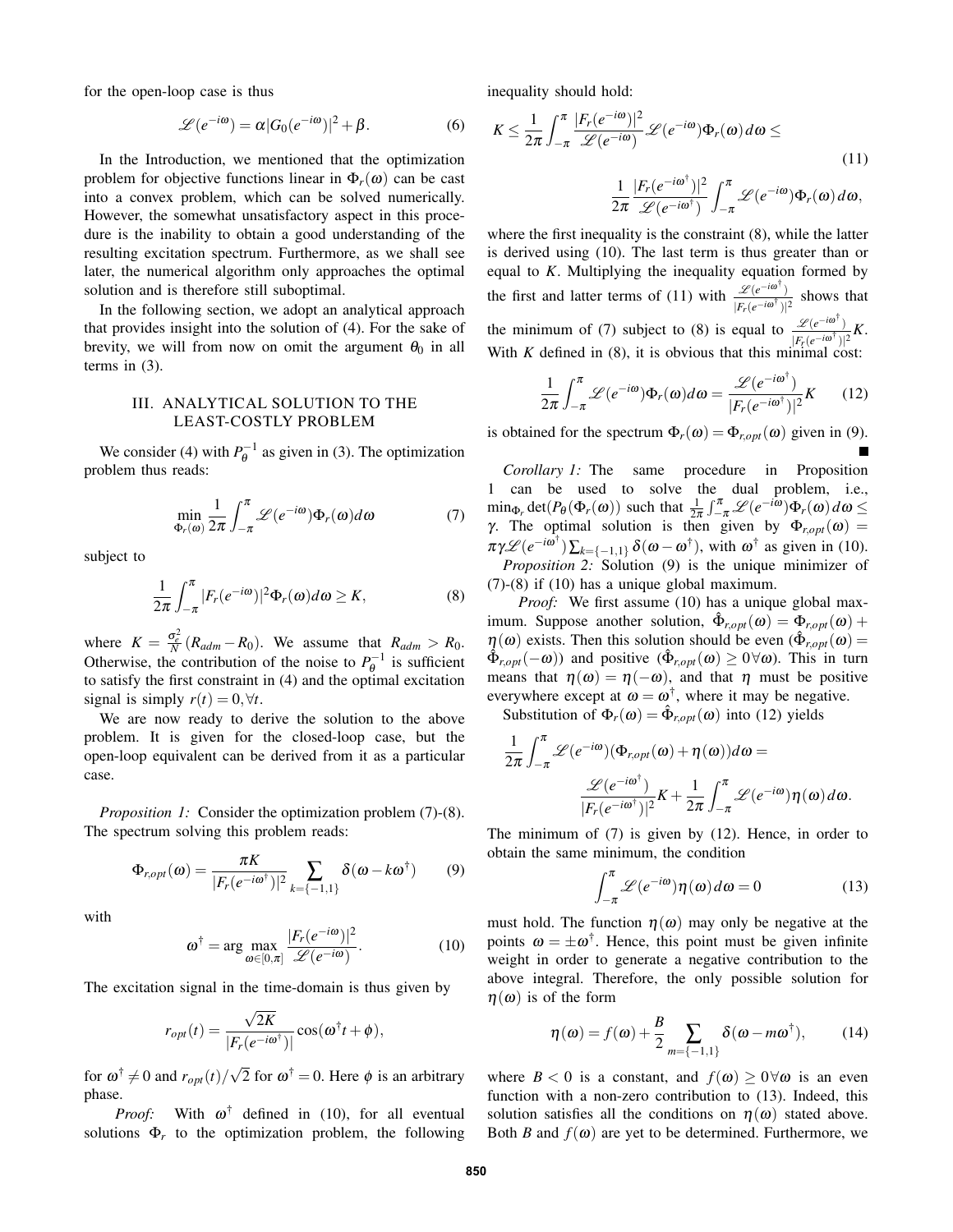for the open-loop case is thus

$$\mathscr{L}(e^{-i\omega}) = \alpha |G_0(e^{-i\omega})|^2 + \beta. \tag{6}$$

In the Introduction, we mentioned that the optimization problem for objective functions linear in $\Phi_r(\omega)$ can be cast into a convex problem, which can be solved numerically. However, the somewhat unsatisfactory aspect in this procedure is the inability to obtain a good understanding of the resulting excitation spectrum. Furthermore, as we shall see later, the numerical algorithm only approaches the optimal solution and is therefore still suboptimal.

In the following section, we adopt an analytical approach that provides insight into the solution of (4). For the sake of brevity, we will from now on omit the argument $\theta_0$ in all terms in (3).

## III. ANALYTICAL SOLUTION TO THE LEAST-COSTLY PROBLEM

We consider (4) with $P_\theta^{-1}$ as given in (3). The optimization problem thus reads:

$$\min_{\Phi_r(\omega)} \frac{1}{2\pi} \int_{-\pi}^{\pi} \mathscr{L}(e^{-i\omega}) \Phi_r(\omega) d\omega \tag{7}$$

subject to

$$\frac{1}{2\pi} \int_{-\pi}^{\pi} |F_r(e^{-i\omega})|^2 \Phi_r(\omega) d\omega \geq K, \tag{8}$$

where $K = \frac{\sigma_e^2}{N}(R_{adm} - R_0)$. We assume that $R_{adm} > R_0$. Otherwise, the contribution of the noise to $P_\theta^{-1}$ is sufficient to satisfy the first constraint in (4) and the optimal excitation signal is simply $r(t) = 0, \forall t$.

We are now ready to derive the solution to the above problem. It is given for the closed-loop case, but the open-loop equivalent can be derived from it as a particular case.

*Proposition 1:* Consider the optimization problem (7)-(8). The spectrum solving this problem reads:

$$\Phi_{r,opt}(\omega) = \frac{\pi K}{|F_r(e^{-i\omega^\dagger})|^2} \sum_{k=\{-1,1\}} \delta(\omega - k\omega^\dagger) \tag{9}$$

with

$$\omega^\dagger = \arg\max_{\omega \in [0,\pi]} \frac{|F_r(e^{-i\omega})|^2}{\mathscr{L}(e^{-i\omega})}. \tag{10}$$

The excitation signal in the time-domain is thus given by

$$r_{opt}(t) = \frac{\sqrt{2K}}{|F_r(e^{-i\omega^\dagger})|} \cos(\omega^\dagger t + \phi),$$

for $\omega^\dagger \neq 0$ and $r_{opt}(t)/\sqrt{2}$ for $\omega^\dagger = 0$. Here $\phi$ is an arbitrary phase.

*Proof:* With $\omega^\dagger$ defined in (10), for all eventual solutions $\Phi_r$ to the optimization problem, the following inequality should hold:

$$K \leq \frac{1}{2\pi} \int_{-\pi}^{\pi} \frac{|F_r(e^{-i\omega})|^2}{\mathscr{L}(e^{-i\omega})} \mathscr{L}(e^{-i\omega}) \Phi_r(\omega) d\omega \leq \tag{11}$$

$$\frac{1}{2\pi} \frac{|F_r(e^{-i\omega^\dagger})|^2}{\mathscr{L}(e^{-i\omega^\dagger})} \int_{-\pi}^{\pi} \mathscr{L}(e^{-i\omega}) \Phi_r(\omega) d\omega,$$

where the first inequality is the constraint (8), while the latter is derived using (10). The last term is thus greater than or equal to $K$. Multiplying the inequality equation formed by the first and latter terms of (11) with $\frac{\mathscr{L}(e^{-i\omega^\dagger})}{|F_r(e^{-i\omega^\dagger})|^2}$ shows that the minimum of (7) subject to (8) is equal to $\frac{\mathscr{L}(e^{-i\omega^\dagger})}{|F_r(e^{-i\omega^\dagger})|^2}K$. With $K$ defined in (8), it is obvious that this minimal cost:

$$\frac{1}{2\pi} \int_{-\pi}^{\pi} \mathscr{L}(e^{-i\omega}) \Phi_r(\omega) d\omega = \frac{\mathscr{L}(e^{-i\omega^\dagger})}{|F_r(e^{-i\omega^\dagger})|^2} K \tag{12}$$

is obtained for the spectrum $\Phi_r(\omega) = \Phi_{r,opt}(\omega)$ given in (9). ■

*Corollary 1:* The same procedure in Proposition 1 can be used to solve the dual problem, i.e., $\min_{\Phi_r} \det(P_\theta(\Phi_r(\omega)))$ such that $\frac{1}{2\pi} \int_{-\pi}^{\pi} \mathscr{L}(e^{-i\omega}) \Phi_r(\omega) d\omega \leq \gamma$. The optimal solution is then given by $\Phi_{r,opt}(\omega) = \pi\gamma \mathscr{L}(e^{-i\omega^\dagger}) \sum_{k=\{-1,1\}} \delta(\omega - \omega^\dagger)$, with $\omega^\dagger$ as given in (10).

*Proposition 2:* Solution (9) is the unique minimizer of (7)-(8) if (10) has a unique global maximum.

*Proof:* We first assume (10) has a unique global maximum. Suppose another solution, $\hat{\Phi}_{r,opt}(\omega) = \Phi_{r,opt}(\omega) + \eta(\omega)$ exists. Then this solution should be even ($\hat{\Phi}_{r,opt}(\omega) = \hat{\Phi}_{r,opt}(-\omega)$) and positive ($\hat{\Phi}_{r,opt}(\omega) \geq 0 \forall \omega$). This in turn means that $\eta(\omega) = \eta(-\omega)$, and that $\eta$ must be positive everywhere except at $\omega = \omega^\dagger$, where it may be negative.

Substitution of $\Phi_r(\omega) = \hat{\Phi}_{r,opt}(\omega)$ into (12) yields

$$\frac{1}{2\pi} \int_{-\pi}^{\pi} \mathscr{L}(e^{-i\omega})(\Phi_{r,opt}(\omega) + \eta(\omega)) d\omega =$$

$$\frac{\mathscr{L}(e^{-i\omega^\dagger})}{|F_r(e^{-i\omega^\dagger})|^2} K + \frac{1}{2\pi} \int_{-\pi}^{\pi} \mathscr{L}(e^{-i\omega}) \eta(\omega) d\omega.$$

The minimum of (7) is given by (12). Hence, in order to obtain the same minimum, the condition

$$\int_{-\pi}^{\pi} \mathscr{L}(e^{-i\omega}) \eta(\omega) d\omega = 0 \tag{13}$$

must hold. The function $\eta(\omega)$ may only be negative at the points $\omega = \pm\omega^\dagger$. Hence, this point must be given infinite weight in order to generate a negative contribution to the above integral. Therefore, the only possible solution for $\eta(\omega)$ is of the form

$$\eta(\omega) = f(\omega) + \frac{B}{2} \sum_{m=\{-1,1\}} \delta(\omega - m\omega^\dagger), \tag{14}$$

where $B < 0$ is a constant, and $f(\omega) \geq 0 \forall \omega$ is an even function with a non-zero contribution to (13). Indeed, this solution satisfies all the conditions on $\eta(\omega)$ stated above. Both $B$ and $f(\omega)$ are yet to be determined. Furthermore, we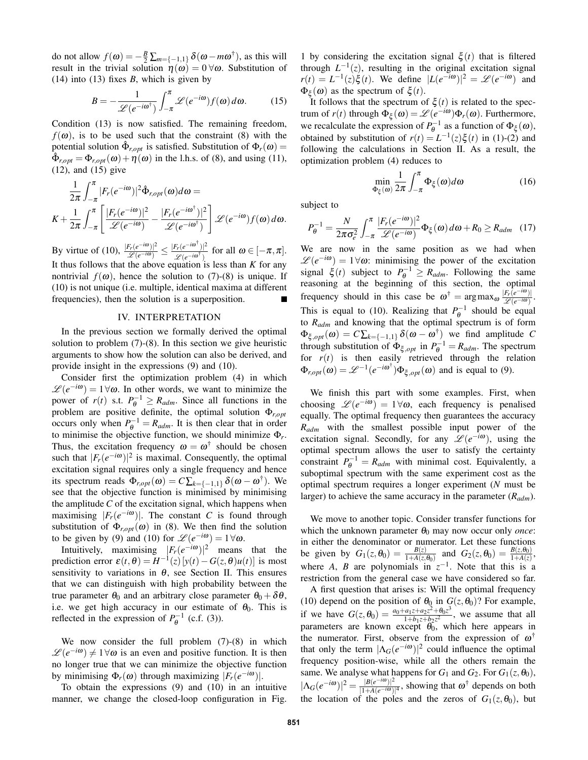do not allow $f(\omega) = -\frac{B}{2}\sum_{m=\{-1,1\}}\delta(\omega - m\omega^\dagger)$, as this will result in the trivial solution $\eta(\omega) = 0\,\forall\omega$. Substitution of (14) into (13) fixes $B$, which is given by

$$B = -\frac{1}{\mathscr{L}(e^{-i\omega^\dagger})}\int_{-\pi}^{\pi}\mathscr{L}(e^{-i\omega})f(\omega)\,d\omega. \tag{15}$$

Condition (13) is now satisfied. The remaining freedom, $f(\omega)$, is to be used such that the constraint (8) with the potential solution $\hat{\Phi}_{r,opt}$ is satisfied. Substitution of $\Phi_r(\omega) = \hat{\Phi}_{r,opt} = \Phi_{r,opt}(\omega) + \eta(\omega)$ in the l.h.s. of (8), and using (11), (12), and (15) give

$$\frac{1}{2\pi}\int_{-\pi}^{\pi}|F_r(e^{-i\omega})|^2\hat{\Phi}_{r,opt}(\omega)d\omega =$$
$$K + \frac{1}{2\pi}\int_{-\pi}^{\pi}\left[\frac{|F_r(e^{-i\omega})|^2}{\mathscr{L}(e^{-i\omega})} - \frac{|F_r(e^{-i\omega^\dagger})|^2}{\mathscr{L}(e^{-i\omega^\dagger})}\right]\mathscr{L}(e^{-i\omega})f(\omega)\,d\omega.$$

By virtue of (10), $\frac{|F_r(e^{-i\omega})|^2}{\mathscr{L}(e^{-i\omega})} \leq \frac{|F_r(e^{-i\omega^\dagger})|^2}{\mathscr{L}(e^{-i\omega^\dagger})}$ for all $\omega \in [-\pi, \pi]$. It thus follows that the above equation is less than $K$ for any nontrivial $f(\omega)$, hence the solution to (7)-(8) is unique. If (10) is not unique (i.e. multiple, identical maxima at different frequencies), then the solution is a superposition. ∎

## IV. INTERPRETATION

In the previous section we formally derived the optimal solution to problem (7)-(8). In this section we give heuristic arguments to show how the solution can also be derived, and provide insight in the expressions (9) and (10).

Consider first the optimization problem (4) in which $\mathscr{L}(e^{-i\omega}) = 1\,\forall\omega$. In other words, we want to minimize the power of $r(t)$ s.t. $P_\theta^{-1} \geq R_{adm}$. Since all functions in the problem are positive definite, the optimal solution $\Phi_{r,opt}$ occurs only when $P_\theta^{-1} = R_{adm}$. It is then clear that in order to minimise the objective function, we should minimize $\Phi_r$. Thus, the excitation frequency $\omega = \omega^\dagger$ should be chosen such that $|F_r(e^{-i\omega})|^2$ is maximal. Consequently, the optimal excitation signal requires only a single frequency and hence its spectrum reads $\Phi_{r,opt}(\omega) = C\sum_{k=\{-1,1\}}\delta(\omega - \omega^\dagger)$. We see that the objective function is minimised by minimising the amplitude $C$ of the excitation signal, which happens when maximising $|F_r(e^{-i\omega})|$. The constant $C$ is found through substitution of $\Phi_{r,opt}(\omega)$ in (8). We then find the solution to be given by (9) and (10) for $\mathscr{L}(e^{-i\omega}) = 1\,\forall\omega$.

Intuitively, maximising $|F_r(e^{-i\omega})|^2$ means that the prediction error $\varepsilon(t,\theta) = H^{-1}(z)\left[y(t) - G(z,\theta)u(t)\right]$ is most sensitivity to variations in $\theta$, see Section II. This ensures that we can distinguish with high probability between the true parameter $\theta_0$ and an arbitrary close parameter $\theta_0 + \delta\theta$, i.e. we get high accuracy in our estimate of $\theta_0$. This is reflected in the expression of $P_\theta^{-1}$ (c.f. (3)).

We now consider the full problem (7)-(8) in which $\mathscr{L}(e^{-i\omega}) \neq 1\,\forall\omega$ is an even and positive function. It is then no longer true that we can minimize the objective function by minimising $\Phi_r(\omega)$ through maximizing $|F_r(e^{-i\omega})|$.

To obtain the expressions (9) and (10) in an intuitive manner, we change the closed-loop configuration in Fig. 1 by considering the excitation signal $\xi(t)$ that is filtered through $L^{-1}(z)$, resulting in the original excitation signal $r(t) = L^{-1}(z)\xi(t)$. We define $|L(e^{-i\omega})|^2 = \mathscr{L}(e^{-i\omega})$ and $\Phi_\xi(\omega)$ as the spectrum of $\xi(t)$.

It follows that the spectrum of $\xi(t)$ is related to the spectrum of $r(t)$ through $\Phi_\xi(\omega) = \mathscr{L}(e^{-i\omega})\Phi_r(\omega)$. Furthermore, we recalculate the expression of $P_\theta^{-1}$ as a function of $\Phi_\xi(\omega)$, obtained by substitution of $r(t) = L^{-1}(z)\xi(t)$ in (1)-(2) and following the calculations in Section II. As a result, the optimization problem (4) reduces to

$$\min_{\Phi_\xi(\omega)}\frac{1}{2\pi}\int_{-\pi}^{\pi}\Phi_\xi(\omega)d\omega \tag{16}$$

subject to

$$P_\theta^{-1} = \frac{N}{2\pi\sigma_e^2}\int_{-\pi}^{\pi}\frac{|F_r(e^{-i\omega})|^2}{\mathscr{L}(e^{-i\omega})}\Phi_\xi(\omega)\,d\omega + R_0 \geq R_{adm} \tag{17}$$

We are now in the same position as we had when $\mathscr{L}(e^{-i\omega}) = 1\,\forall\omega$: minimising the power of the excitation signal $\xi(t)$ subject to $P_\theta^{-1} \geq R_{adm}$. Following the same reasoning at the beginning of this section, the optimal frequency should in this case be $\omega^\dagger = \arg\max_\omega \frac{|F_r(e^{-i\omega})|}{\mathscr{L}(e^{-i\omega})}$. This is equal to (10). Realizing that $P_\theta^{-1}$ should be equal to $R_{adm}$ and knowing that the optimal spectrum is of form $\Phi_{\xi,opt}(\omega) = C\sum_{k=\{-1,1\}}\delta(\omega - \omega^\dagger)$ we find amplitude $C$ through substitution of $\Phi_{\xi,opt}$ in $P_\theta^{-1} = R_{adm}$. The spectrum for $r(t)$ is then easily retrieved through the relation $\Phi_{r,opt}(\omega) = \mathscr{L}^{-1}(e^{-i\omega^\dagger})\Phi_{\xi,opt}(\omega)$ and is equal to (9).

We finish this part with some examples. First, when choosing $\mathscr{L}(e^{-i\omega}) = 1\,\forall\omega$, each frequency is penalised equally. The optimal frequency then guarantees the accuracy $R_{adm}$ with the smallest possible input power of the excitation signal. Secondly, for any $\mathscr{L}(e^{-i\omega})$, using the optimal spectrum allows the user to satisfy the certainty constraint $P_\theta^{-1} = R_{adm}$ with minimal cost. Equivalently, a suboptimal spectrum with the same experiment cost as the optimal spectrum requires a longer experiment ($N$ must be larger) to achieve the same accuracy in the parameter ($R_{adm}$).

We move to another topic. Consider transfer functions for which the unknown parameter $\theta_0$ may now occur only *once*: in either the denominator or numerator. Let these functions be given by $G_1(z,\theta_0) = \frac{B(z)}{1+A(z,\theta_0)}$ and $G_2(z,\theta_0) = \frac{B(z,\theta_0)}{1+A(z)}$, where $A$, $B$ are polynomials in $z^{-1}$. Note that this is a restriction from the general case we have considered so far.

A first question that arises is: Will the optimal frequency (10) depend on the position of $\theta_0$ in $G(z,\theta_0)$? For example, if we have $G(z,\theta_0) = \frac{a_0 + a_1 z + a_2 z^2 + \theta_0 z^3}{1 + b_1 z + b_2 z^2}$, we assume that all parameters are known except $\theta_0$, which here appears in the numerator. First, observe from the expression of $\omega^\dagger$ that only the term $|\Lambda_G(e^{-i\omega})|^2$ could influence the optimal frequency position-wise, while all the others remain the same. We analyse what happens for $G_1$ and $G_2$. For $G_1(z,\theta_0)$, $|\Lambda_G(e^{-i\omega})|^2 = \frac{|B(e^{-i\omega})|^2}{|1+A(e^{-i\omega})|^4}$, showing that $\omega^\dagger$ depends on both the location of the poles and the zeros of $G_1(z,\theta_0)$, but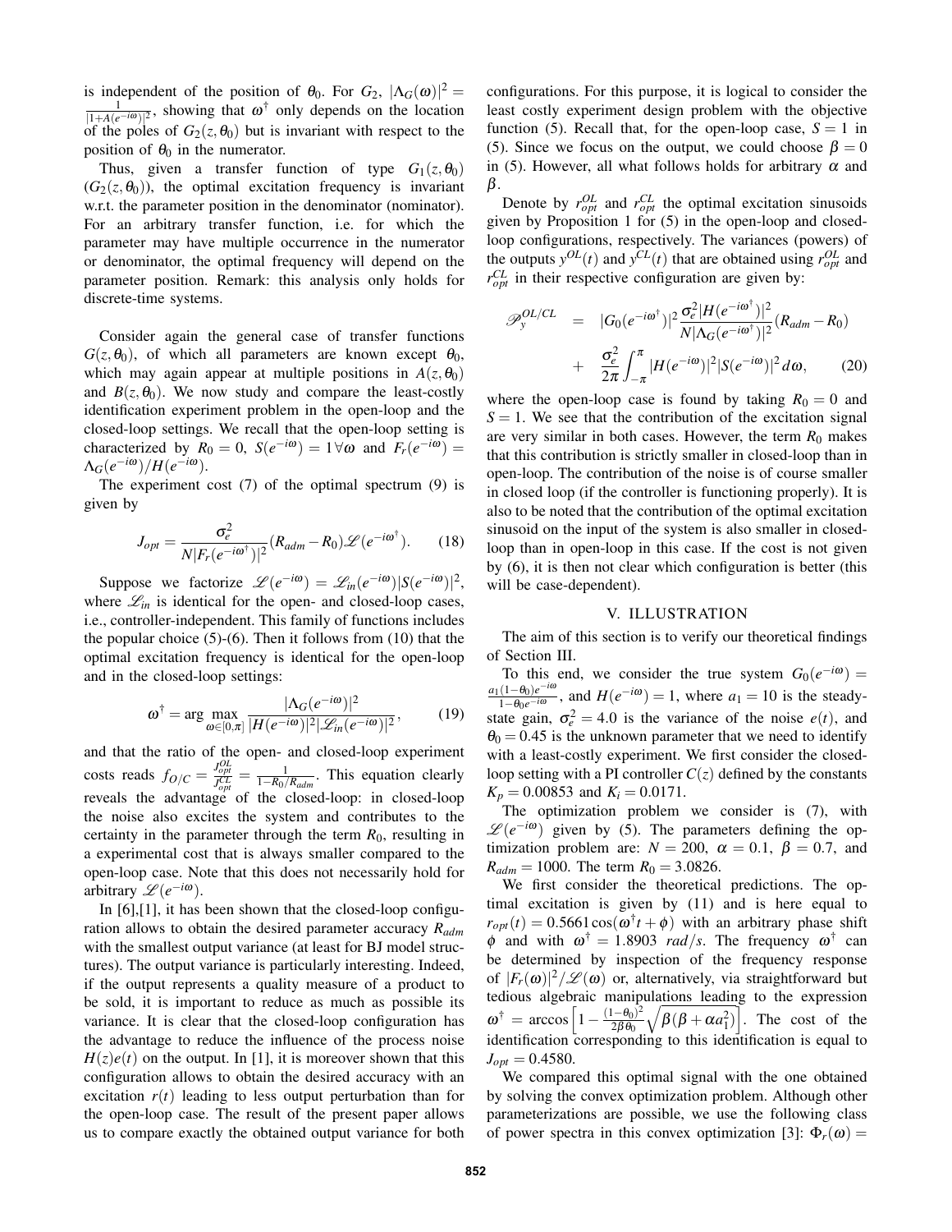is independent of the position of $\theta_0$. For $G_2$, $|\Lambda_G(\omega)|^2 = \frac{1}{|1+A(e^{-i\omega})|^2}$, showing that $\omega^\dagger$ only depends on the location of the poles of $G_2(z,\theta_0)$ but is invariant with respect to the position of $\theta_0$ in the numerator.

Thus, given a transfer function of type $G_1(z,\theta_0)$ ($G_2(z,\theta_0)$), the optimal excitation frequency is invariant w.r.t. the parameter position in the denominator (nominator). For an arbitrary transfer function, i.e. for which the parameter may have multiple occurrence in the numerator or denominator, the optimal frequency will depend on the parameter position. Remark: this analysis only holds for discrete-time systems.

Consider again the general case of transfer functions $G(z,\theta_0)$, of which all parameters are known except $\theta_0$, which may again appear at multiple positions in $A(z,\theta_0)$ and $B(z,\theta_0)$. We now study and compare the least-costly identification experiment problem in the open-loop and the closed-loop settings. We recall that the open-loop setting is characterized by $R_0 = 0$, $S(e^{-i\omega}) = 1\,\forall\omega$ and $F_r(e^{-i\omega}) = \Lambda_G(e^{-i\omega})/H(e^{-i\omega})$.

The experiment cost (7) of the optimal spectrum (9) is given by

$$J_{opt} = \frac{\sigma_e^2}{N|F_r(e^{-i\omega^\dagger})|^2}(R_{adm} - R_0)\mathscr{L}(e^{-i\omega^\dagger}). \qquad (18)$$

Suppose we factorize $\mathscr{L}(e^{-i\omega}) = \mathscr{L}_{in}(e^{-i\omega})|S(e^{-i\omega})|^2$, where $\mathscr{L}_{in}$ is identical for the open- and closed-loop cases, i.e., controller-independent. This family of functions includes the popular choice (5)-(6). Then it follows from (10) that the optimal excitation frequency is identical for the open-loop and in the closed-loop settings:

$$\omega^\dagger = \arg\max_{\omega\in[0,\pi]} \frac{|\Lambda_G(e^{-i\omega})|^2}{|H(e^{-i\omega})|^2|\mathscr{L}_{in}(e^{-i\omega})|^2}, \qquad (19)$$

and that the ratio of the open- and closed-loop experiment costs reads $f_{O/C} = \frac{J_{opt}^{OL}}{J_{opt}^{CL}} = \frac{1}{1-R_0/R_{adm}}$. This equation clearly reveals the advantage of the closed-loop: in closed-loop the noise also excites the system and contributes to the certainty in the parameter through the term $R_0$, resulting in a experimental cost that is always smaller compared to the open-loop case. Note that this does not necessarily hold for arbitrary $\mathscr{L}(e^{-i\omega})$.

In [6],[1], it has been shown that the closed-loop configuration allows to obtain the desired parameter accuracy $R_{adm}$ with the smallest output variance (at least for BJ model structures). The output variance is particularly interesting. Indeed, if the output represents a quality measure of a product to be sold, it is important to reduce as much as possible its variance. It is clear that the closed-loop configuration has the advantage to reduce the influence of the process noise $H(z)e(t)$ on the output. In [1], it is moreover shown that this configuration allows to obtain the desired accuracy with an excitation $r(t)$ leading to less output perturbation than for the open-loop case. The result of the present paper allows us to compare exactly the obtained output variance for both configurations. For this purpose, it is logical to consider the least costly experiment design problem with the objective function (5). Recall that, for the open-loop case, $S = 1$ in (5). Since we focus on the output, we could choose $\beta = 0$ in (5). However, all what follows holds for arbitrary $\alpha$ and $\beta$.

Denote by $r_{opt}^{OL}$ and $r_{opt}^{CL}$ the optimal excitation sinusoids given by Proposition 1 for (5) in the open-loop and closed-loop configurations, respectively. The variances (powers) of the outputs $y^{OL}(t)$ and $y^{CL}(t)$ that are obtained using $r_{opt}^{OL}$ and $r_{opt}^{CL}$ in their respective configuration are given by:

$$\begin{aligned}\mathscr{P}_y^{OL/CL} &= |G_0(e^{-i\omega^\dagger})|^2\frac{\sigma_e^2|H(e^{-i\omega^\dagger})|^2}{N|\Lambda_G(e^{-i\omega^\dagger})|^2}(R_{adm}-R_0)\\ &+ \frac{\sigma_e^2}{2\pi}\int_{-\pi}^{\pi}|H(e^{-i\omega})|^2|S(e^{-i\omega})|^2\,d\omega, \qquad (20)\end{aligned}$$

where the open-loop case is found by taking $R_0 = 0$ and $S = 1$. We see that the contribution of the excitation signal are very similar in both cases. However, the term $R_0$ makes that this contribution is strictly smaller in closed-loop than in open-loop. The contribution of the noise is of course smaller in closed loop (if the controller is functioning properly). It is also to be noted that the contribution of the optimal excitation sinusoid on the input of the system is also smaller in closed-loop than in open-loop in this case. If the cost is not given by (6), it is then not clear which configuration is better (this will be case-dependent).

## V. ILLUSTRATION

The aim of this section is to verify our theoretical findings of Section III.

To this end, we consider the true system $G_0(e^{-i\omega}) = \frac{a_1(1-\theta_0)e^{-i\omega}}{1-\theta_0 e^{-i\omega}}$, and $H(e^{-i\omega}) = 1$, where $a_1 = 10$ is the steady-state gain, $\sigma_e^2 = 4.0$ is the variance of the noise $e(t)$, and $\theta_0 = 0.45$ is the unknown parameter that we need to identify with a least-costly experiment. We first consider the closed-loop setting with a PI controller $C(z)$ defined by the constants $K_p = 0.00853$ and $K_i = 0.0171$.

The optimization problem we consider is (7), with $\mathscr{L}(e^{-i\omega})$ given by (5). The parameters defining the optimization problem are: $N = 200$, $\alpha = 0.1$, $\beta = 0.7$, and $R_{adm} = 1000$. The term $R_0 = 3.0826$.

We first consider the theoretical predictions. The optimal excitation is given by (11) and is here equal to $r_{opt}(t) = 0.5661\cos(\omega^\dagger t + \phi)$ with an arbitrary phase shift $\phi$ and with $\omega^\dagger = 1.8903$ $rad/s$. The frequency $\omega^\dagger$ can be determined by inspection of the frequency response of $|F_r(\omega)|^2/\mathscr{L}(\omega)$ or, alternatively, via straightforward but tedious algebraic manipulations leading to the expression $\omega^\dagger = \arccos\left[1 - \frac{(1-\theta_0)^2}{2\beta\theta_0}\sqrt{\beta(\beta+\alpha a_1^2)}\right]$. The cost of the identification corresponding to this identification is equal to $J_{opt} = 0.4580$.

We compared this optimal signal with the one obtained by solving the convex optimization problem. Although other parameterizations are possible, we use the following class of power spectra in this convex optimization [3]: $\Phi_r(\omega) =$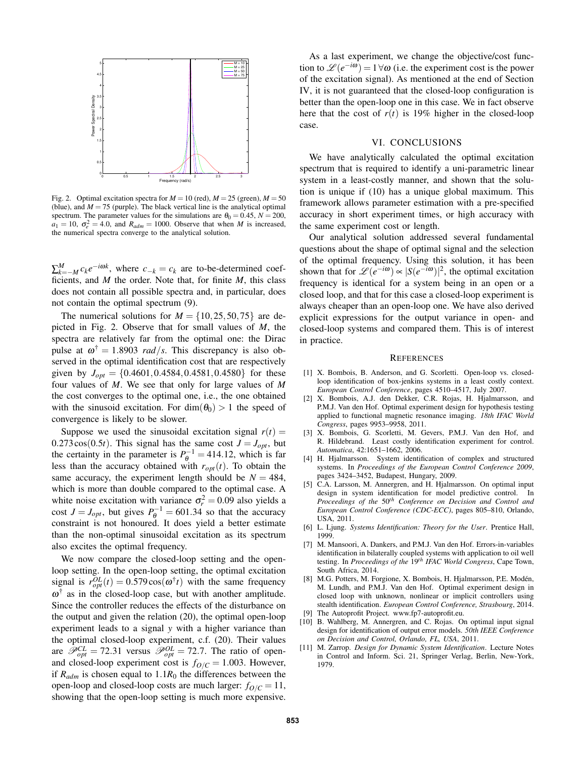M = 10
M = 25
M = 50
M = 75

Power Spectral Density

Frequency (rad/s)

0 0.5 1 1.5 2 2.5 3

0 0.5 1 1.5 2 2.5 3 3.5 4 4.5 5

Fig. 2. Optimal excitation spectra for $M = 10$ (red), $M = 25$ (green), $M = 50$ (blue), and $M = 75$ (purple). The black vertical line is the analytical optimal spectrum. The parameter values for the simulations are $\theta_0 = 0.45$, $N = 200$, $a_1 = 10$, $\sigma_e^2 = 4.0$, and $R_{adm} = 1000$. Observe that when $M$ is increased, the numerical spectra converge to the analytical solution.

$\sum_{k=-M}^{M} c_k e^{-i\omega k}$, where $c_{-k} = c_k$ are to-be-determined coefficients, and $M$ the order. Note that, for finite $M$, this class does not contain all possible spectra and, in particular, does not contain the optimal spectrum (9).

The numerical solutions for $M = \{10, 25, 50, 75\}$ are depicted in Fig. 2. Observe that for small values of $M$, the spectra are relatively far from the optimal one: the Dirac pulse at $\omega^{\dagger} = 1.8903$ $rad/s$. This discrepancy is also observed in the optimal identification cost that are respectively given by $J_{opt} = \{0.4601, 0.4584, 0.4581, 0.4580\}$ for these four values of $M$. We see that only for large values of $M$ the cost converges to the optimal one, i.e., the one obtained with the sinusoid excitation. For $\dim(\theta_0) > 1$ the speed of convergence is likely to be slower.

Suppose we used the sinusoidal excitation signal $r(t) = 0.273\cos(0.5t)$. This signal has the same cost $J = J_{opt}$, but the certainty in the parameter is $P_{\theta}^{-1} = 414.12$, which is far less than the accuracy obtained with $r_{opt}(t)$. To obtain the same accuracy, the experiment length should be $N = 484$, which is more than double compared to the optimal case. A white noise excitation with variance $\sigma_r^2 = 0.09$ also yields a cost $J = J_{opt}$, but gives $P_{\theta}^{-1} = 601.34$ so that the accuracy constraint is not honoured. It does yield a better estimate than the non-optimal sinusoidal excitation as its spectrum also excites the optimal frequency.

We now compare the closed-loop setting and the open-loop setting. In the open-loop setting, the optimal excitation signal is $r_{opt}^{OL}(t) = 0.579\cos(\omega^{\dagger} t)$ with the same frequency $\omega^{\dagger}$ as in the closed-loop case, but with another amplitude. Since the controller reduces the effects of the disturbance on the output and given the relation (20), the optimal open-loop experiment leads to a signal $y$ with a higher variance than the optimal closed-loop experiment, c.f. (20). Their values are $\mathscr{P}_{opt}^{CL} = 72.31$ versus $\mathscr{P}_{opt}^{OL} = 72.7$. The ratio of open- and closed-loop experiment cost is $f_{O/C} = 1.003$. However, if $R_{adm}$ is chosen equal to $1.1R_0$ the differences between the open-loop and closed-loop costs are much larger: $f_{O/C} = 11$, showing that the open-loop setting is much more expensive.

As a last experiment, we change the objective/cost function to $\mathscr{L}(e^{-i\omega}) = 1\,\forall\omega$ (i.e. the experiment cost is the power of the excitation signal). As mentioned at the end of Section IV, it is not guaranteed that the closed-loop configuration is better than the open-loop one in this case. We in fact observe here that the cost of $r(t)$ is 19% higher in the closed-loop case.

## VI. CONCLUSIONS

We have analytically calculated the optimal excitation spectrum that is required to identify a uni-parametric linear system in a least-costly manner, and shown that the solution is unique if (10) has a unique global maximum. This framework allows parameter estimation with a pre-specified accuracy in short experiment times, or high accuracy with the same experiment cost or length.

Our analytical solution addressed several fundamental questions about the shape of optimal signal and the selection of the optimal frequency. Using this solution, it has been shown that for $\mathscr{L}(e^{-i\omega}) \propto |S(e^{-i\omega})|^2$, the optimal excitation frequency is identical for a system being in an open or a closed loop, and that for this case a closed-loop experiment is always cheaper than an open-loop one. We have also derived explicit expressions for the output variance in open- and closed-loop systems and compared them. This is of interest in practice.

## REFERENCES

[1] X. Bombois, B. Anderson, and G. Scorletti. Open-loop vs. closed-loop identification of box-jenkins systems in a least costly context. *European Control Conference*, pages 4510–4517, July 2007.

[2] X. Bombois, A.J. den Dekker, C.R. Rojas, H. Hjalmarsson, and P.M.J. Van den Hof. Optimal experiment design for hypothesis testing applied to functional magnetic resonance imaging. *18th IFAC World Congress*, pages 9953–9958, 2011.

[3] X. Bombois, G. Scorletti, M. Gevers, P.M.J. Van den Hof, and R. Hildebrand. Least costly identification experiment for control. *Automatica*, 42:1651–1662, 2006.

[4] H. Hjalmarsson. System identification of complex and structured systems. In *Proceedings of the European Control Conference 2009*, pages 3424–3452, Budapest, Hungary, 2009.

[5] C.A. Larsson, M. Annergren, and H. Hjalmarsson. On optimal input design in system identification for model predictive control. In *Proceedings of the 50th Conference on Decision and Control and European Control Conference (CDC-ECC)*, pages 805–810, Orlando, USA, 2011.

[6] L. Ljung. *Systems Identification: Theory for the User*. Prentice Hall, 1999.

[7] M. Mansoori, A. Dankers, and P.M.J. Van den Hof. Errors-in-variables identification in bilaterally coupled systems with application to oil well testing. In *Proceedings of the 19th IFAC World Congress*, Cape Town, South Africa, 2014.

[8] M.G. Potters, M. Forgione, X. Bombois, H. Hjalmarsson, P.E. Modén, M. Lundh, and P.M.J. Van den Hof. Optimal experiment design in closed loop with unknown, nonlinear or implicit controllers using stealth identification. *European Control Conference, Strasbourg*, 2014.

[9] The Autoprofit Project. www.fp7-autoprofit.eu.

[10] B. Wahlberg, M. Annergren, and C. Rojas. On optimal input signal design for identification of output error models. *50th IEEE Conference on Decision and Control, Orlando, FL, USA*, 2011.

[11] M. Zarrop. *Design for Dynamic System Identification*. Lecture Notes in Control and Inform. Sci. 21, Springer Verlag, Berlin, New-York, 1979.